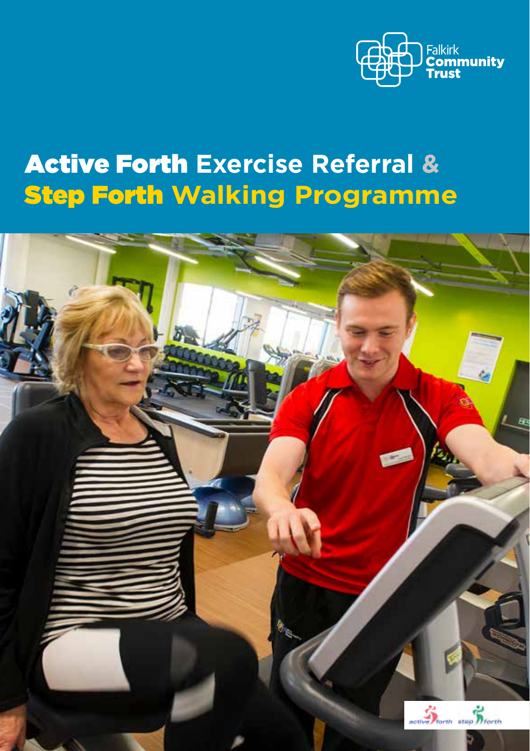Falkirk Community Trust

# Active Forth Exercise Referral & Step Forth Walking Programme

active forth step forth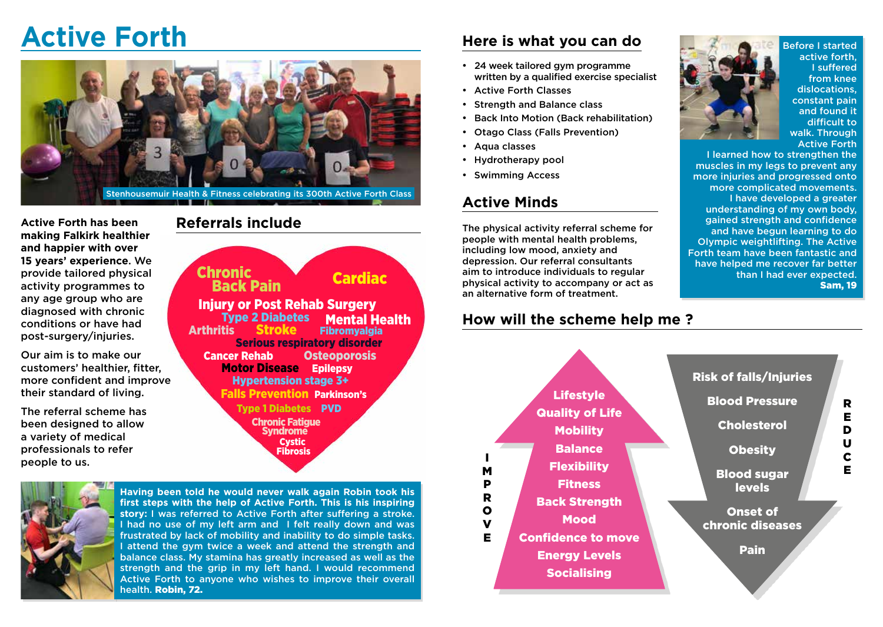# Active Forth

Stenhousemuir Health & Fitness celebrating its 300th Active Forth Class

**Active Forth has been making Falkirk healthier and happier with over 15 years' experience.** We provide tailored physical activity programmes to any age group who are diagnosed with chronic conditions or have had post-surgery/injuries.

Our aim is to make our customers' healthier, fitter, more confident and improve their standard of living.

The referral scheme has been designed to allow a variety of medical professionals to refer people to us.

## Referrals include

- Chronic Back Pain
- Cardiac
- Injury or Post Rehab Surgery
- Type 2 Diabetes
- Mental Health
- Arthritis
- Stroke
- Fibromyalgia
- Serious respiratory disorder
- Cancer Rehab
- Osteoporosis
- Motor Disease
- Epilepsy
- Hypertension stage 3+
- Falls Prevention
- Parkinson's
- Type 1 Diabetes
- PVD
- Chronic Fatigue Syndrome
- Cystic Fibrosis

Having been told he would never walk again Robin took his first steps with the help of Active Forth. This is his inspiring **story:** I was referred to Active Forth after suffering a stroke. I had no use of my left arm and I felt really down and was frustrated by lack of mobility and inability to do simple tasks. I attend the gym twice a week and attend the strength and balance class. My stamina has greatly increased as well as the strength and the grip in my left hand. I would recommend Active Forth to anyone who wishes to improve their overall health. **Robin, 72.**

## Here is what you can do

- 24 week tailored gym programme written by a qualified exercise specialist
- Active Forth Classes
- Strength and Balance class
- Back Into Motion (Back rehabilitation)
- Otago Class (Falls Prevention)
- Aqua classes
- Hydrotherapy pool
- Swimming Access

Before I started active forth, I suffered from knee dislocations, constant pain and found it difficult to walk. Through Active Forth I learned how to strengthen the muscles in my legs to prevent any more injuries and progressed onto more complicated movements. I have developed a greater understanding of my own body, gained strength and confidence and have begun learning to do Olympic weightlifting. The Active Forth team have been fantastic and have helped me recover far better than I had ever expected. **Sam, 19**

## Active Minds

The physical activity referral scheme for people with mental health problems, including low mood, anxiety and depression. Our referral consultants aim to introduce individuals to regular physical activity to accompany or act as an alternative form of treatment.

## How will the scheme help me ?

**IMPROVE**

- Lifestyle
- Quality of Life
- Mobility
- Balance
- Flexibility
- Fitness
- Back Strength
- Mood
- Confidence to move
- Energy Levels
- Socialising

**REDUCE**

- Risk of falls/Injuries
- Blood Pressure
- Cholesterol
- Obesity
- Blood sugar levels
- Onset of chronic diseases
- Pain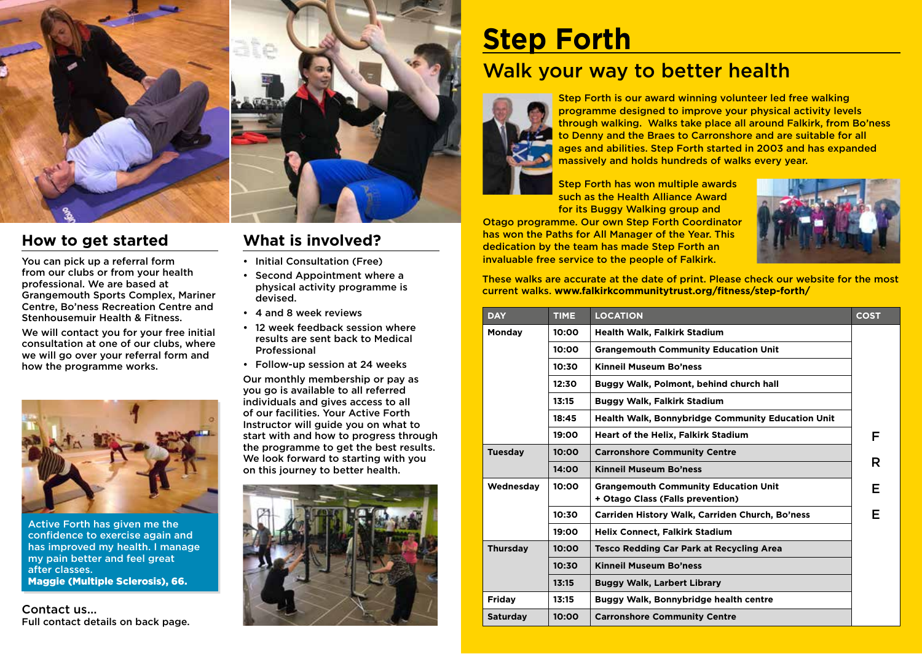## How to get started

You can pick up a referral form from our clubs or from your health professional. We are based at Grangemouth Sports Complex, Mariner Centre, Bo'ness Recreation Centre and Stenhousemuir Health & Fitness.

We will contact you for your free initial consultation at one of our clubs, where we will go over your referral form and how the programme works.

Active Forth has given me the confidence to exercise again and has improved my health. I manage my pain better and feel great after classes.
**Maggie (Multiple Sclerosis), 66.**

Contact us...
Full contact details on back page.

## What is involved?

- Initial Consultation (Free)
- Second Appointment where a physical activity programme is devised.
- 4 and 8 week reviews
- 12 week feedback session where results are sent back to Medical Professional
- Follow-up session at 24 weeks

Our monthly membership or pay as you go is available to all referred individuals and gives access to all of our facilities. Your Active Forth Instructor will guide you on what to start with and how to progress through the programme to get the best results. We look forward to starting with you on this journey to better health.

# Step Forth

## Walk your way to better health

Step Forth is our award winning volunteer led free walking programme designed to improve your physical activity levels through walking. Walks take place all around Falkirk, from Bo'ness to Denny and the Braes to Carronshore and are suitable for all ages and abilities. Step Forth started in 2003 and has expanded massively and holds hundreds of walks every year.

Step Forth has won multiple awards such as the Health Alliance Award for its Buggy Walking group and Otago programme. Our own Step Forth Coordinator has won the Paths for All Manager of the Year. This dedication by the team has made Step Forth an invaluable free service to the people of Falkirk.

These walks are accurate at the date of print. Please check our website for the most current walks. **www.falkirkcommunitytrust.org/fitness/step-forth/**

| DAY | TIME | LOCATION | COST |
|---|---|---|---|
| Monday | 10:00 | Health Walk, Falkirk Stadium | FREE |
| | 10:00 | Grangemouth Community Education Unit | |
| | 10:30 | Kinneil Museum Bo'ness | |
| | 12:30 | Buggy Walk, Polmont, behind church hall | |
| | 13:15 | Buggy Walk, Falkirk Stadium | |
| | 18:45 | Health Walk, Bonnybridge Community Education Unit | |
| | 19:00 | Heart of the Helix, Falkirk Stadium | |
| Tuesday | 10:00 | Carronshore Community Centre | |
| | 14:00 | Kinneil Museum Bo'ness | |
| Wednesday | 10:00 | Grangemouth Community Education Unit + Otago Class (Falls prevention) | |
| | 10:30 | Carriden History Walk, Carriden Church, Bo'ness | |
| | 19:00 | Helix Connect, Falkirk Stadium | |
| Thursday | 10:00 | Tesco Redding Car Park at Recycling Area | |
| | 10:30 | Kinneil Museum Bo'ness | |
| | 13:15 | Buggy Walk, Larbert Library | |
| Friday | 13:15 | Buggy Walk, Bonnybridge health centre | |
| Saturday | 10:00 | Carronshore Community Centre | |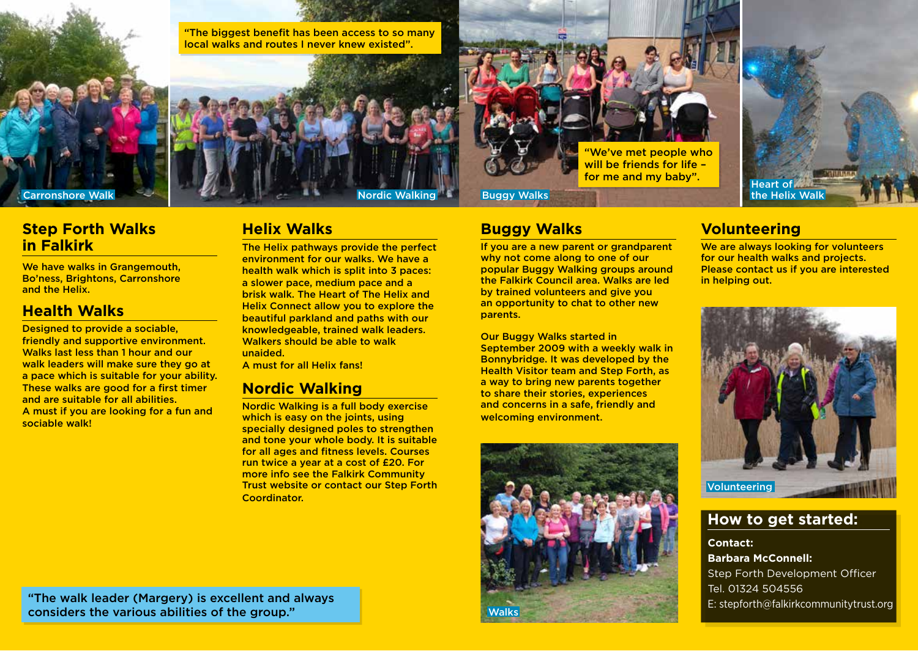"The biggest benefit has been access to so many local walks and routes I never knew existed".

Carronshore Walk

Nordic Walking

Buggy Walks

"We've met people who will be friends for life – for me and my baby".

Heart of the Helix Walk

## Step Forth Walks in Falkirk

We have walks in Grangemouth, Bo'ness, Brightons, Carronshore and the Helix.

## Health Walks

Designed to provide a sociable, friendly and supportive environment. Walks last less than 1 hour and our walk leaders will make sure they go at a pace which is suitable for your ability. These walks are good for a first timer and are suitable for all abilities.
A must if you are looking for a fun and sociable walk!

"The walk leader (Margery) is excellent and always considers the various abilities of the group."

## Helix Walks

The Helix pathways provide the perfect environment for our walks. We have a health walk which is split into 3 paces: a slower pace, medium pace and a brisk walk. The Heart of The Helix and Helix Connect allow you to explore the beautiful parkland and paths with our knowledgeable, trained walk leaders. Walkers should be able to walk unaided.
A must for all Helix fans!

## Nordic Walking

Nordic Walking is a full body exercise which is easy on the joints, using specially designed poles to strengthen and tone your whole body. It is suitable for all ages and fitness levels. Courses run twice a year at a cost of £20. For more info see the Falkirk Community Trust website or contact our Step Forth Coordinator.

## Buggy Walks

If you are a new parent or grandparent why not come along to one of our popular Buggy Walking groups around the Falkirk Council area. Walks are led by trained volunteers and give you an opportunity to chat to other new parents.

Our Buggy Walks started in September 2009 with a weekly walk in Bonnybridge. It was developed by the Health Visitor team and Step Forth, as a way to bring new parents together to share their stories, experiences and concerns in a safe, friendly and welcoming environment.

Walks

## Volunteering

We are always looking for volunteers for our health walks and projects. Please contact us if you are interested in helping out.

Volunteering

## How to get started:

**Contact:**
**Barbara McConnell:**
Step Forth Development Officer
Tel. 01324 504556
E: stepforth@falkirkcommunitytrust.org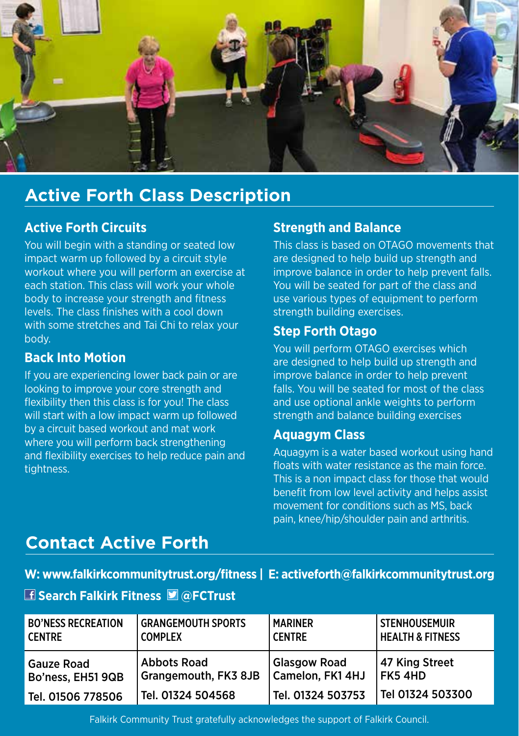## Active Forth Class Description

### Active Forth Circuits

You will begin with a standing or seated low impact warm up followed by a circuit style workout where you will perform an exercise at each station. This class will work your whole body to increase your strength and fitness levels. The class finishes with a cool down with some stretches and Tai Chi to relax your body.

### Back Into Motion

If you are experiencing lower back pain or are looking to improve your core strength and flexibility then this class is for you! The class will start with a low impact warm up followed by a circuit based workout and mat work where you will perform back strengthening and flexibility exercises to help reduce pain and tightness.

### Strength and Balance

This class is based on OTAGO movements that are designed to help build up strength and improve balance in order to help prevent falls. You will be seated for part of the class and use various types of equipment to perform strength building exercises.

### Step Forth Otago

You will perform OTAGO exercises which are designed to help build up strength and improve balance in order to help prevent falls. You will be seated for most of the class and use optional ankle weights to perform strength and balance building exercises

### Aquagym Class

Aquagym is a water based workout using hand floats with water resistance as the main force. This is a non impact class for those that would benefit from low level activity and helps assist movement for conditions such as MS, back pain, knee/hip/shoulder pain and arthritis.

## Contact Active Forth

**W: www.falkirkcommunitytrust.org/fitness | E: activeforth@falkirkcommunitytrust.org**

**Search Falkirk Fitness @FCTrust**

| BO'NESS RECREATION CENTRE | GRANGEMOUTH SPORTS COMPLEX | MARINER CENTRE | STENHOUSEMUIR HEALTH & FITNESS |
|---|---|---|---|
| Gauze Road Bo'ness, EH51 9QB | Abbots Road Grangemouth, FK3 8JB | Glasgow Road Camelon, FK1 4HJ | 47 King Street FK5 4HD |
| Tel. 01506 778506 | Tel. 01324 504568 | Tel. 01324 503753 | Tel 01324 503300 |

Falkirk Community Trust gratefully acknowledges the support of Falkirk Council.